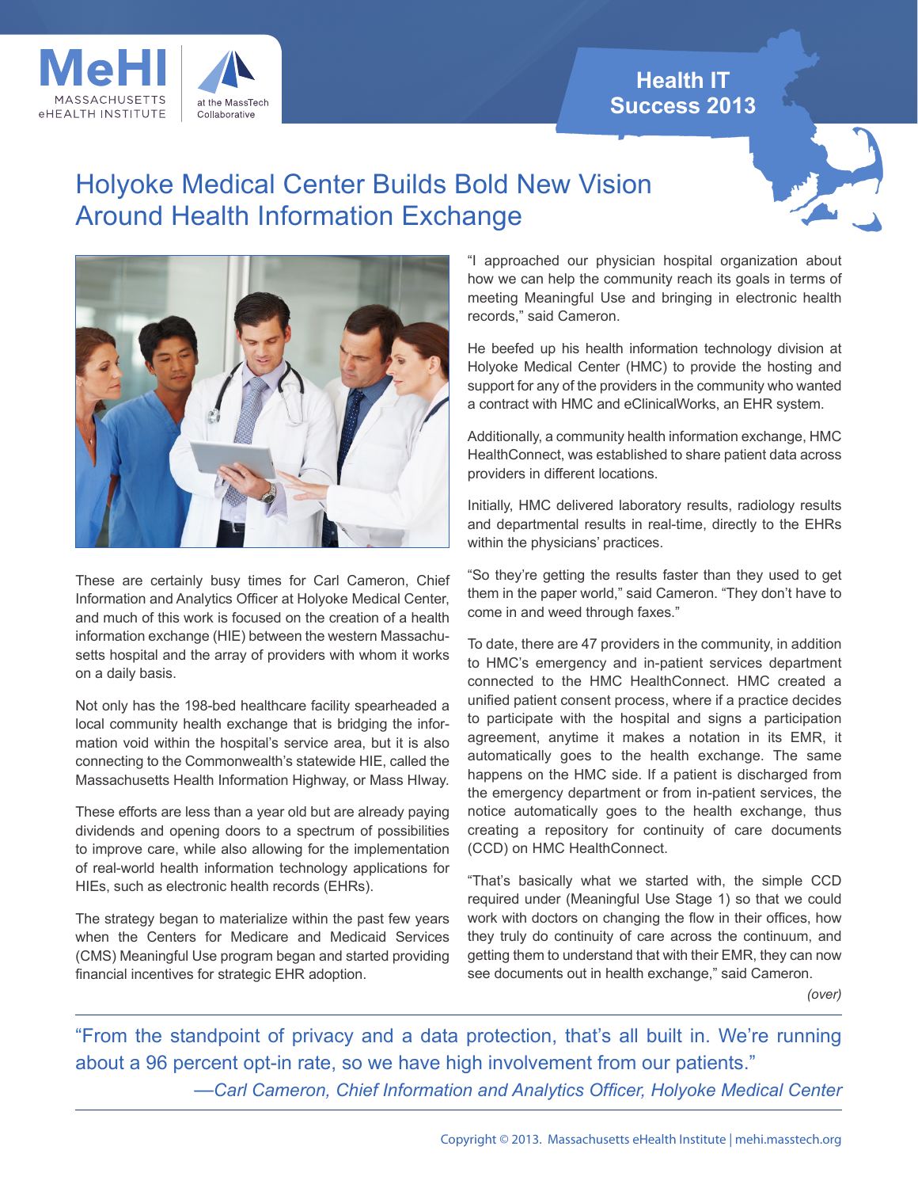MeHI MASSACHUSETTS eHEALTH INSTITUTE at the MassTech Collaborative

**Health IT Success 2013**

# Holyoke Medical Center Builds Bold New Vision Around Health Information Exchange

These are certainly busy times for Carl Cameron, Chief Information and Analytics Officer at Holyoke Medical Center, and much of this work is focused on the creation of a health information exchange (HIE) between the western Massachusetts hospital and the array of providers with whom it works on a daily basis.

Not only has the 198-bed healthcare facility spearheaded a local community health exchange that is bridging the information void within the hospital's service area, but it is also connecting to the Commonwealth's statewide HIE, called the Massachusetts Health Information Highway, or Mass HIway.

These efforts are less than a year old but are already paying dividends and opening doors to a spectrum of possibilities to improve care, while also allowing for the implementation of real-world health information technology applications for HIEs, such as electronic health records (EHRs).

The strategy began to materialize within the past few years when the Centers for Medicare and Medicaid Services (CMS) Meaningful Use program began and started providing financial incentives for strategic EHR adoption.

"I approached our physician hospital organization about how we can help the community reach its goals in terms of meeting Meaningful Use and bringing in electronic health records," said Cameron.

He beefed up his health information technology division at Holyoke Medical Center (HMC) to provide the hosting and support for any of the providers in the community who wanted a contract with HMC and eClinicalWorks, an EHR system.

Additionally, a community health information exchange, HMC HealthConnect, was established to share patient data across providers in different locations.

Initially, HMC delivered laboratory results, radiology results and departmental results in real-time, directly to the EHRs within the physicians' practices.

"So they're getting the results faster than they used to get them in the paper world," said Cameron. "They don't have to come in and weed through faxes."

To date, there are 47 providers in the community, in addition to HMC's emergency and in-patient services department connected to the HMC HealthConnect. HMC created a unified patient consent process, where if a practice decides to participate with the hospital and signs a participation agreement, anytime it makes a notation in its EMR, it automatically goes to the health exchange. The same happens on the HMC side. If a patient is discharged from the emergency department or from in-patient services, the notice automatically goes to the health exchange, thus creating a repository for continuity of care documents (CCD) on HMC HealthConnect.

"That's basically what we started with, the simple CCD required under (Meaningful Use Stage 1) so that we could work with doctors on changing the flow in their offices, how they truly do continuity of care across the continuum, and getting them to understand that with their EMR, they can now see documents out in health exchange," said Cameron.

*(over)*

"From the standpoint of privacy and a data protection, that's all built in. We're running about a 96 percent opt-in rate, so we have high involvement from our patients."

*—Carl Cameron, Chief Information and Analytics Officer, Holyoke Medical Center*

Copyright © 2013. Massachusetts eHealth Institute | mehi.masstech.org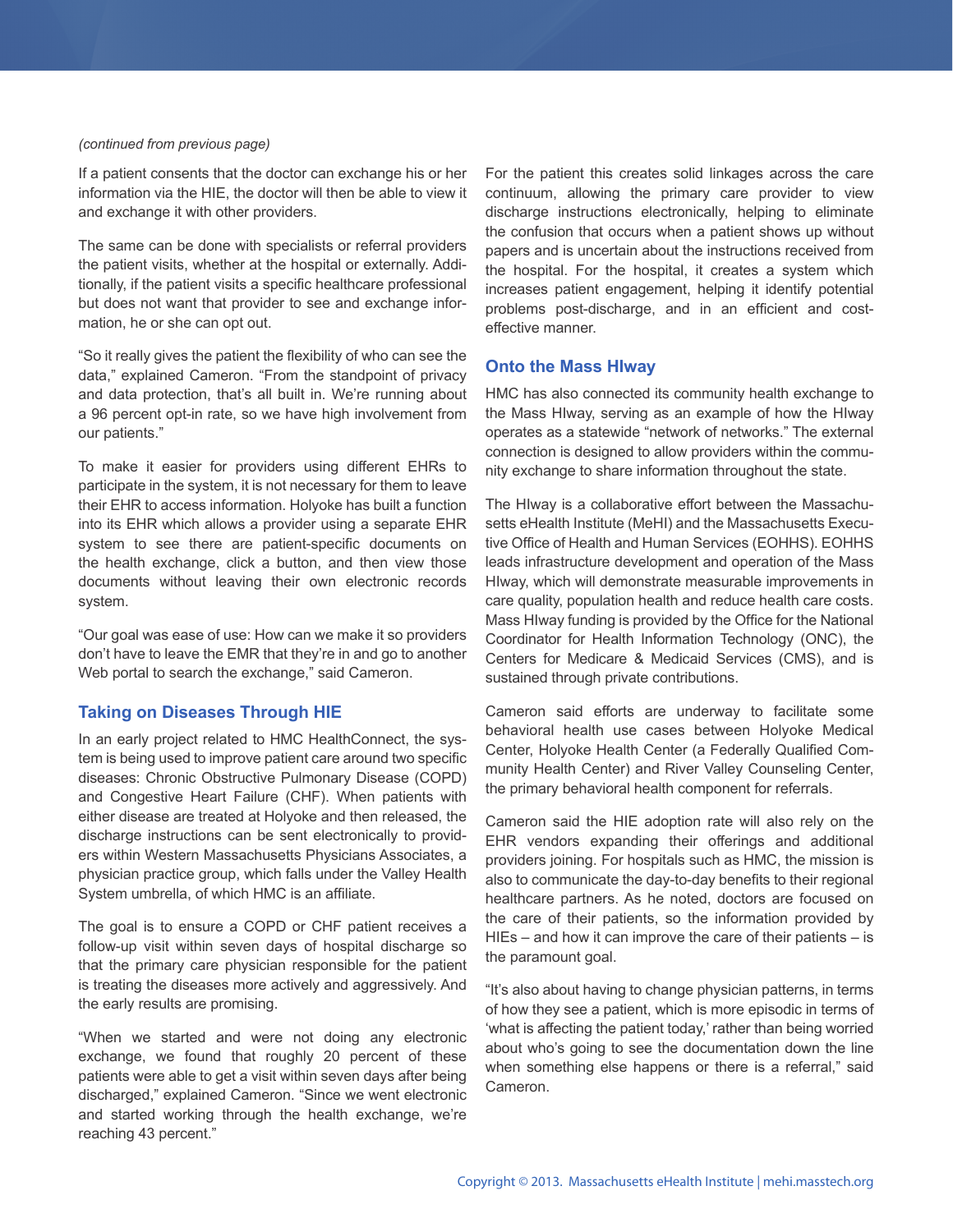*(continued from previous page)*

If a patient consents that the doctor can exchange his or her information via the HIE, the doctor will then be able to view it and exchange it with other providers.

The same can be done with specialists or referral providers the patient visits, whether at the hospital or externally. Additionally, if the patient visits a specific healthcare professional but does not want that provider to see and exchange information, he or she can opt out.

"So it really gives the patient the flexibility of who can see the data," explained Cameron. "From the standpoint of privacy and data protection, that's all built in. We're running about a 96 percent opt-in rate, so we have high involvement from our patients."

To make it easier for providers using different EHRs to participate in the system, it is not necessary for them to leave their EHR to access information. Holyoke has built a function into its EHR which allows a provider using a separate EHR system to see there are patient-specific documents on the health exchange, click a button, and then view those documents without leaving their own electronic records system.

"Our goal was ease of use: How can we make it so providers don't have to leave the EMR that they're in and go to another Web portal to search the exchange," said Cameron.

## Taking on Diseases Through HIE

In an early project related to HMC HealthConnect, the system is being used to improve patient care around two specific diseases: Chronic Obstructive Pulmonary Disease (COPD) and Congestive Heart Failure (CHF). When patients with either disease are treated at Holyoke and then released, the discharge instructions can be sent electronically to providers within Western Massachusetts Physicians Associates, a physician practice group, which falls under the Valley Health System umbrella, of which HMC is an affiliate.

The goal is to ensure a COPD or CHF patient receives a follow-up visit within seven days of hospital discharge so that the primary care physician responsible for the patient is treating the diseases more actively and aggressively. And the early results are promising.

"When we started and were not doing any electronic exchange, we found that roughly 20 percent of these patients were able to get a visit within seven days after being discharged," explained Cameron. "Since we went electronic and started working through the health exchange, we're reaching 43 percent."

For the patient this creates solid linkages across the care continuum, allowing the primary care provider to view discharge instructions electronically, helping to eliminate the confusion that occurs when a patient shows up without papers and is uncertain about the instructions received from the hospital. For the hospital, it creates a system which increases patient engagement, helping it identify potential problems post-discharge, and in an efficient and cost-effective manner.

## Onto the Mass HIway

HMC has also connected its community health exchange to the Mass HIway, serving as an example of how the HIway operates as a statewide "network of networks." The external connection is designed to allow providers within the community exchange to share information throughout the state.

The HIway is a collaborative effort between the Massachusetts eHealth Institute (MeHI) and the Massachusetts Executive Office of Health and Human Services (EOHHS). EOHHS leads infrastructure development and operation of the Mass HIway, which will demonstrate measurable improvements in care quality, population health and reduce health care costs. Mass HIway funding is provided by the Office for the National Coordinator for Health Information Technology (ONC), the Centers for Medicare & Medicaid Services (CMS), and is sustained through private contributions.

Cameron said efforts are underway to facilitate some behavioral health use cases between Holyoke Medical Center, Holyoke Health Center (a Federally Qualified Community Health Center) and River Valley Counseling Center, the primary behavioral health component for referrals.

Cameron said the HIE adoption rate will also rely on the EHR vendors expanding their offerings and additional providers joining. For hospitals such as HMC, the mission is also to communicate the day-to-day benefits to their regional healthcare partners. As he noted, doctors are focused on the care of their patients, so the information provided by HIEs – and how it can improve the care of their patients – is the paramount goal.

"It's also about having to change physician patterns, in terms of how they see a patient, which is more episodic in terms of 'what is affecting the patient today,' rather than being worried about who's going to see the documentation down the line when something else happens or there is a referral," said Cameron.

Copyright © 2013. Massachusetts eHealth Institute | mehi.masstech.org